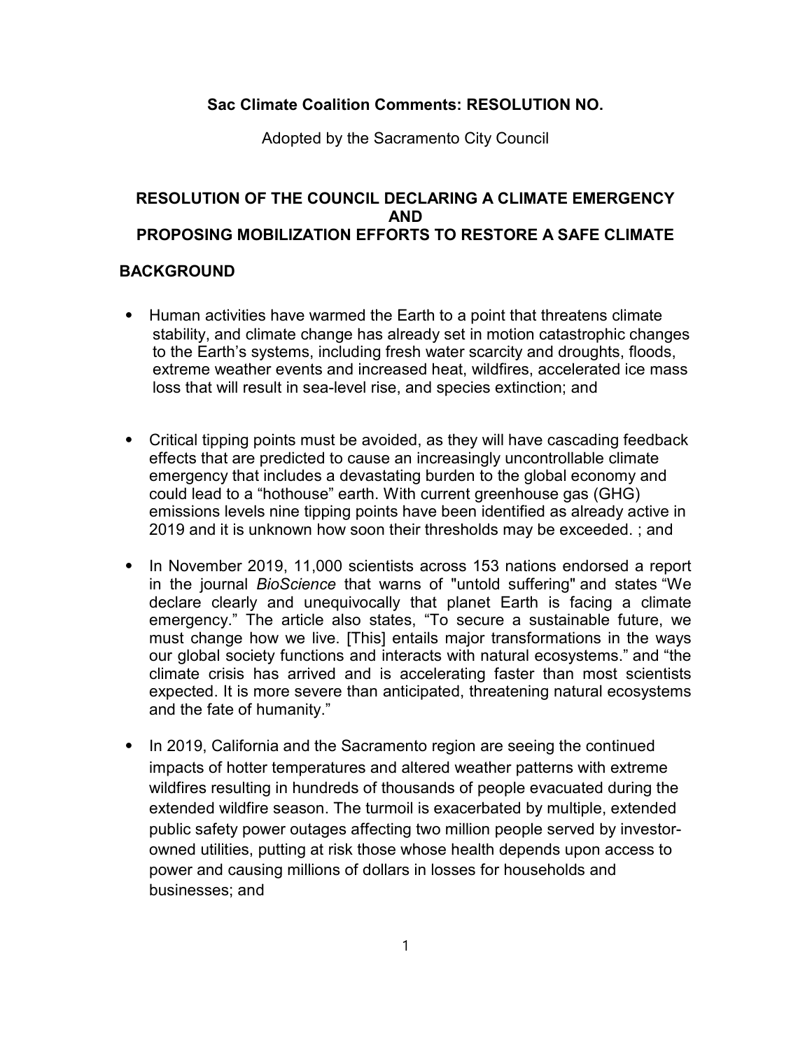**Sac Climate Coalition Comments: RESOLUTION NO.**

Adopted by the Sacramento City Council

## RESOLUTION OF THE COUNCIL DECLARING A CLIMATE EMERGENCY AND PROPOSING MOBILIZATION EFFORTS TO RESTORE A SAFE CLIMATE

### BACKGROUND

- Human activities have warmed the Earth to a point that threatens climate stability, and climate change has already set in motion catastrophic changes to the Earth's systems, including fresh water scarcity and droughts, floods, extreme weather events and increased heat, wildfires, accelerated ice mass loss that will result in sea-level rise, and species extinction; and

- Critical tipping points must be avoided, as they will have cascading feedback effects that are predicted to cause an increasingly uncontrollable climate emergency that includes a devastating burden to the global economy and could lead to a "hothouse" earth. With current greenhouse gas (GHG) emissions levels nine tipping points have been identified as already active in 2019 and it is unknown how soon their thresholds may be exceeded. ; and

- In November 2019, 11,000 scientists across 153 nations endorsed a report in the journal *BioScience* that warns of "untold suffering" and states "We declare clearly and unequivocally that planet Earth is facing a climate emergency." The article also states, "To secure a sustainable future, we must change how we live. [This] entails major transformations in the ways our global society functions and interacts with natural ecosystems." and "the climate crisis has arrived and is accelerating faster than most scientists expected. It is more severe than anticipated, threatening natural ecosystems and the fate of humanity."

- In 2019, California and the Sacramento region are seeing the continued impacts of hotter temperatures and altered weather patterns with extreme wildfires resulting in hundreds of thousands of people evacuated during the extended wildfire season. The turmoil is exacerbated by multiple, extended public safety power outages affecting two million people served by investor-owned utilities, putting at risk those whose health depends upon access to power and causing millions of dollars in losses for households and businesses; and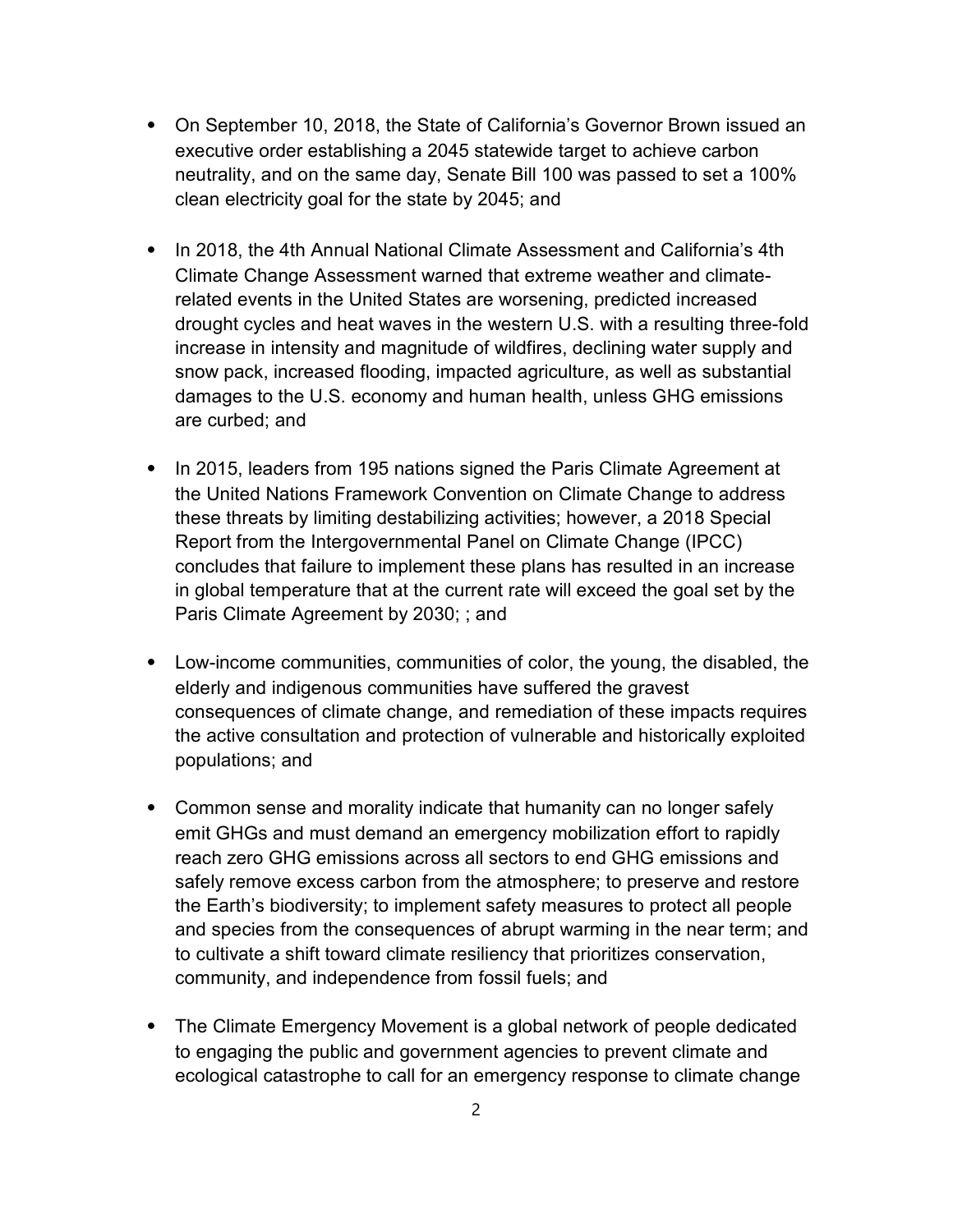- On September 10, 2018, the State of California's Governor Brown issued an executive order establishing a 2045 statewide target to achieve carbon neutrality, and on the same day, Senate Bill 100 was passed to set a 100% clean electricity goal for the state by 2045; and

- In 2018, the 4th Annual National Climate Assessment and California's 4th Climate Change Assessment warned that extreme weather and climate-related events in the United States are worsening, predicted increased drought cycles and heat waves in the western U.S. with a resulting three-fold increase in intensity and magnitude of wildfires, declining water supply and snow pack, increased flooding, impacted agriculture, as well as substantial damages to the U.S. economy and human health, unless GHG emissions are curbed; and

- In 2015, leaders from 195 nations signed the Paris Climate Agreement at the United Nations Framework Convention on Climate Change to address these threats by limiting destabilizing activities; however, a 2018 Special Report from the Intergovernmental Panel on Climate Change (IPCC) concludes that failure to implement these plans has resulted in an increase in global temperature that at the current rate will exceed the goal set by the Paris Climate Agreement by 2030; ; and

- Low-income communities, communities of color, the young, the disabled, the elderly and indigenous communities have suffered the gravest consequences of climate change, and remediation of these impacts requires the active consultation and protection of vulnerable and historically exploited populations; and

- Common sense and morality indicate that humanity can no longer safely emit GHGs and must demand an emergency mobilization effort to rapidly reach zero GHG emissions across all sectors to end GHG emissions and safely remove excess carbon from the atmosphere; to preserve and restore the Earth's biodiversity; to implement safety measures to protect all people and species from the consequences of abrupt warming in the near term; and to cultivate a shift toward climate resiliency that prioritizes conservation, community, and independence from fossil fuels; and

- The Climate Emergency Movement is a global network of people dedicated to engaging the public and government agencies to prevent climate and ecological catastrophe to call for an emergency response to climate change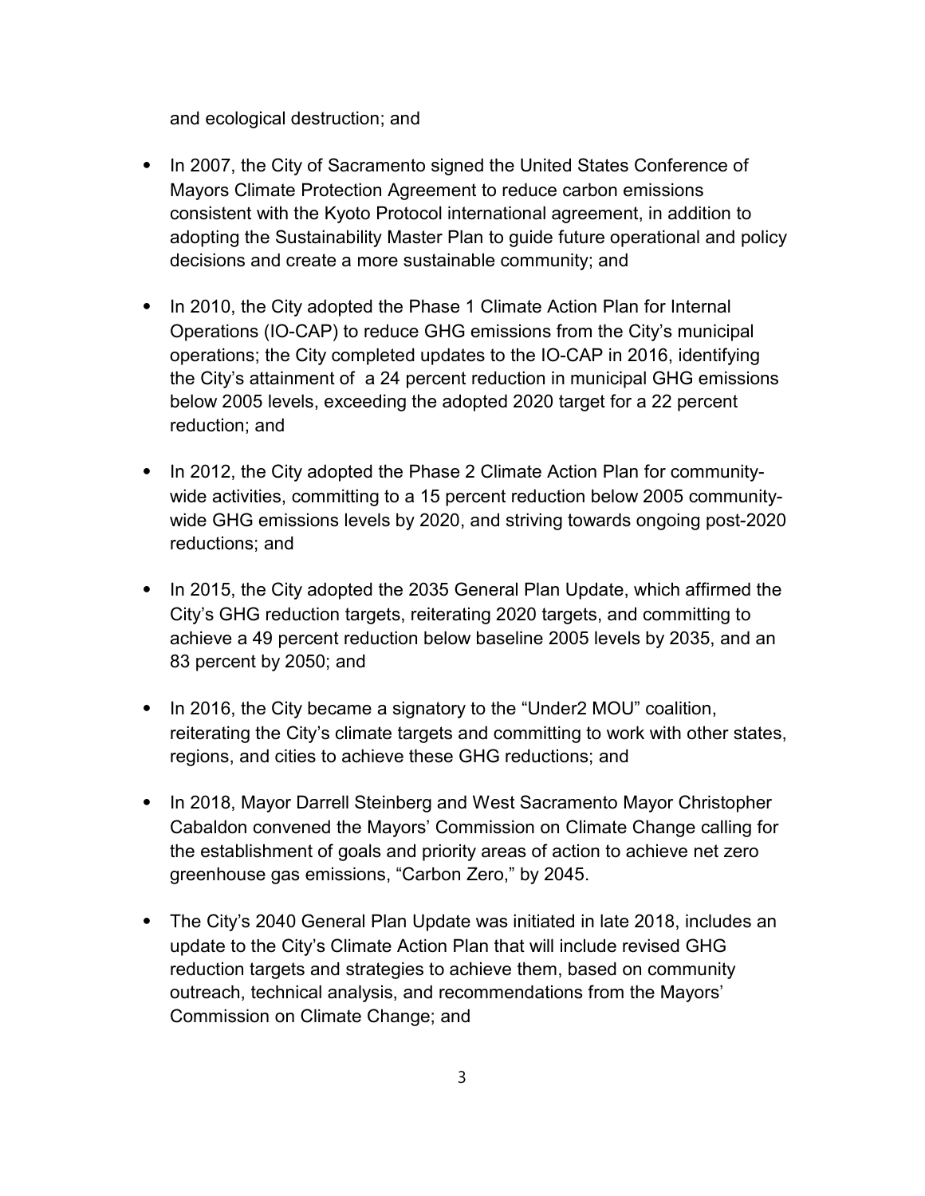and ecological destruction; and

- In 2007, the City of Sacramento signed the United States Conference of Mayors Climate Protection Agreement to reduce carbon emissions consistent with the Kyoto Protocol international agreement, in addition to adopting the Sustainability Master Plan to guide future operational and policy decisions and create a more sustainable community; and

- In 2010, the City adopted the Phase 1 Climate Action Plan for Internal Operations (IO-CAP) to reduce GHG emissions from the City's municipal operations; the City completed updates to the IO-CAP in 2016, identifying the City's attainment of a 24 percent reduction in municipal GHG emissions below 2005 levels, exceeding the adopted 2020 target for a 22 percent reduction; and

- In 2012, the City adopted the Phase 2 Climate Action Plan for community-wide activities, committing to a 15 percent reduction below 2005 community-wide GHG emissions levels by 2020, and striving towards ongoing post-2020 reductions; and

- In 2015, the City adopted the 2035 General Plan Update, which affirmed the City's GHG reduction targets, reiterating 2020 targets, and committing to achieve a 49 percent reduction below baseline 2005 levels by 2035, and an 83 percent by 2050; and

- In 2016, the City became a signatory to the "Under2 MOU" coalition, reiterating the City's climate targets and committing to work with other states, regions, and cities to achieve these GHG reductions; and

- In 2018, Mayor Darrell Steinberg and West Sacramento Mayor Christopher Cabaldon convened the Mayors' Commission on Climate Change calling for the establishment of goals and priority areas of action to achieve net zero greenhouse gas emissions, "Carbon Zero," by 2045.

- The City's 2040 General Plan Update was initiated in late 2018, includes an update to the City's Climate Action Plan that will include revised GHG reduction targets and strategies to achieve them, based on community outreach, technical analysis, and recommendations from the Mayors' Commission on Climate Change; and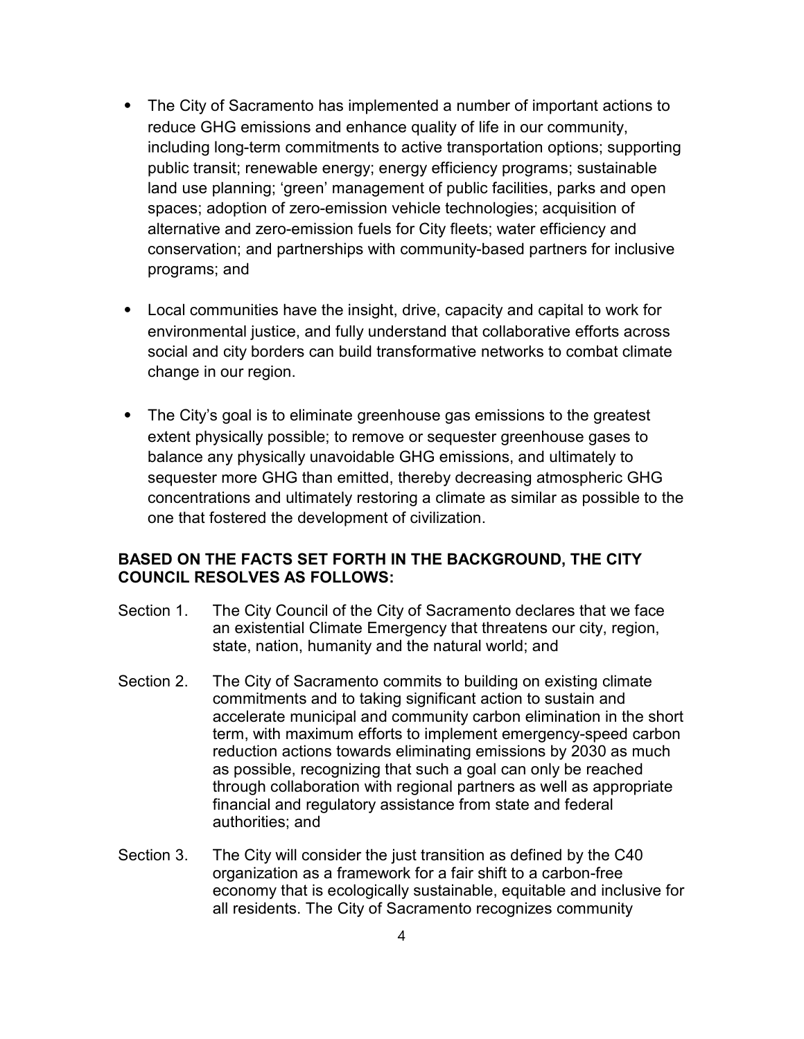- The City of Sacramento has implemented a number of important actions to reduce GHG emissions and enhance quality of life in our community, including long-term commitments to active transportation options; supporting public transit; renewable energy; energy efficiency programs; sustainable land use planning; 'green' management of public facilities, parks and open spaces; adoption of zero-emission vehicle technologies; acquisition of alternative and zero-emission fuels for City fleets; water efficiency and conservation; and partnerships with community-based partners for inclusive programs; and

- Local communities have the insight, drive, capacity and capital to work for environmental justice, and fully understand that collaborative efforts across social and city borders can build transformative networks to combat climate change in our region.

- The City's goal is to eliminate greenhouse gas emissions to the greatest extent physically possible; to remove or sequester greenhouse gases to balance any physically unavoidable GHG emissions, and ultimately to sequester more GHG than emitted, thereby decreasing atmospheric GHG concentrations and ultimately restoring a climate as similar as possible to the one that fostered the development of civilization.

**BASED ON THE FACTS SET FORTH IN THE BACKGROUND, THE CITY COUNCIL RESOLVES AS FOLLOWS:**

Section 1. The City Council of the City of Sacramento declares that we face an existential Climate Emergency that threatens our city, region, state, nation, humanity and the natural world; and

Section 2. The City of Sacramento commits to building on existing climate commitments and to taking significant action to sustain and accelerate municipal and community carbon elimination in the short term, with maximum efforts to implement emergency-speed carbon reduction actions towards eliminating emissions by 2030 as much as possible, recognizing that such a goal can only be reached through collaboration with regional partners as well as appropriate financial and regulatory assistance from state and federal authorities; and

Section 3. The City will consider the just transition as defined by the C40 organization as a framework for a fair shift to a carbon-free economy that is ecologically sustainable, equitable and inclusive for all residents. The City of Sacramento recognizes community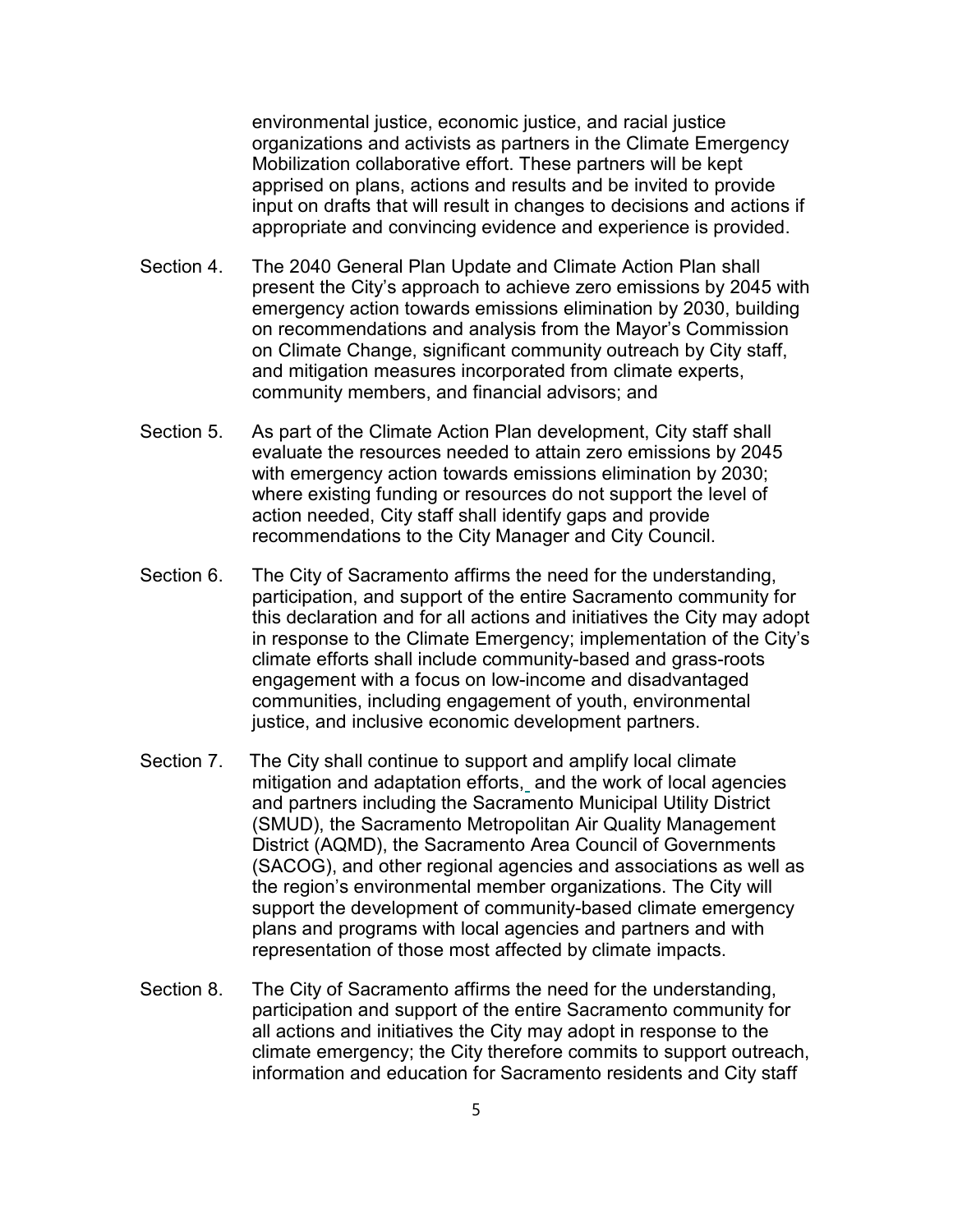environmental justice, economic justice, and racial justice organizations and activists as partners in the Climate Emergency Mobilization collaborative effort. These partners will be kept apprised on plans, actions and results and be invited to provide input on drafts that will result in changes to decisions and actions if appropriate and convincing evidence and experience is provided.

Section 4. The 2040 General Plan Update and Climate Action Plan shall present the City's approach to achieve zero emissions by 2045 with emergency action towards emissions elimination by 2030, building on recommendations and analysis from the Mayor's Commission on Climate Change, significant community outreach by City staff, and mitigation measures incorporated from climate experts, community members, and financial advisors; and

Section 5. As part of the Climate Action Plan development, City staff shall evaluate the resources needed to attain zero emissions by 2045 with emergency action towards emissions elimination by 2030; where existing funding or resources do not support the level of action needed, City staff shall identify gaps and provide recommendations to the City Manager and City Council.

Section 6. The City of Sacramento affirms the need for the understanding, participation, and support of the entire Sacramento community for this declaration and for all actions and initiatives the City may adopt in response to the Climate Emergency; implementation of the City's climate efforts shall include community-based and grass-roots engagement with a focus on low-income and disadvantaged communities, including engagement of youth, environmental justice, and inclusive economic development partners.

Section 7. The City shall continue to support and amplify local climate mitigation and adaptation efforts, and the work of local agencies and partners including the Sacramento Municipal Utility District (SMUD), the Sacramento Metropolitan Air Quality Management District (AQMD), the Sacramento Area Council of Governments (SACOG), and other regional agencies and associations as well as the region's environmental member organizations. The City will support the development of community-based climate emergency plans and programs with local agencies and partners and with representation of those most affected by climate impacts.

Section 8. The City of Sacramento affirms the need for the understanding, participation and support of the entire Sacramento community for all actions and initiatives the City may adopt in response to the climate emergency; the City therefore commits to support outreach, information and education for Sacramento residents and City staff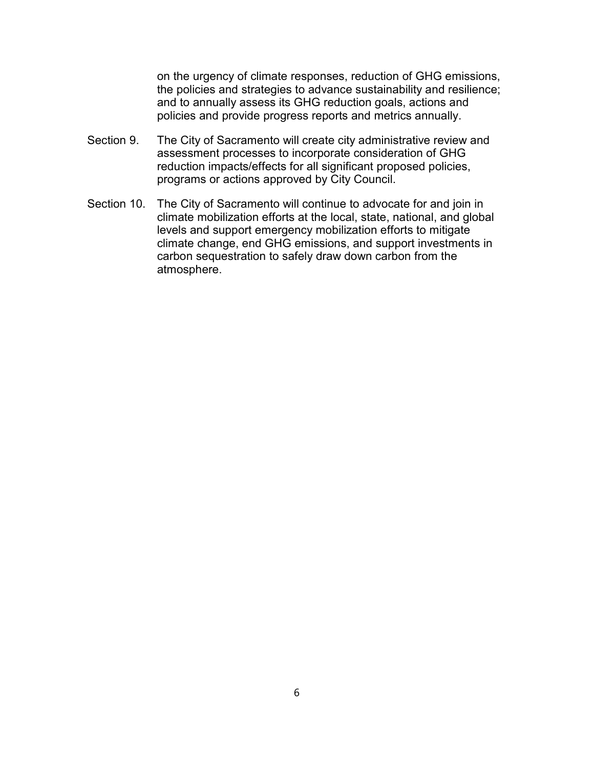on the urgency of climate responses, reduction of GHG emissions, the policies and strategies to advance sustainability and resilience; and to annually assess its GHG reduction goals, actions and policies and provide progress reports and metrics annually.

Section 9. The City of Sacramento will create city administrative review and assessment processes to incorporate consideration of GHG reduction impacts/effects for all significant proposed policies, programs or actions approved by City Council.

Section 10. The City of Sacramento will continue to advocate for and join in climate mobilization efforts at the local, state, national, and global levels and support emergency mobilization efforts to mitigate climate change, end GHG emissions, and support investments in carbon sequestration to safely draw down carbon from the atmosphere.